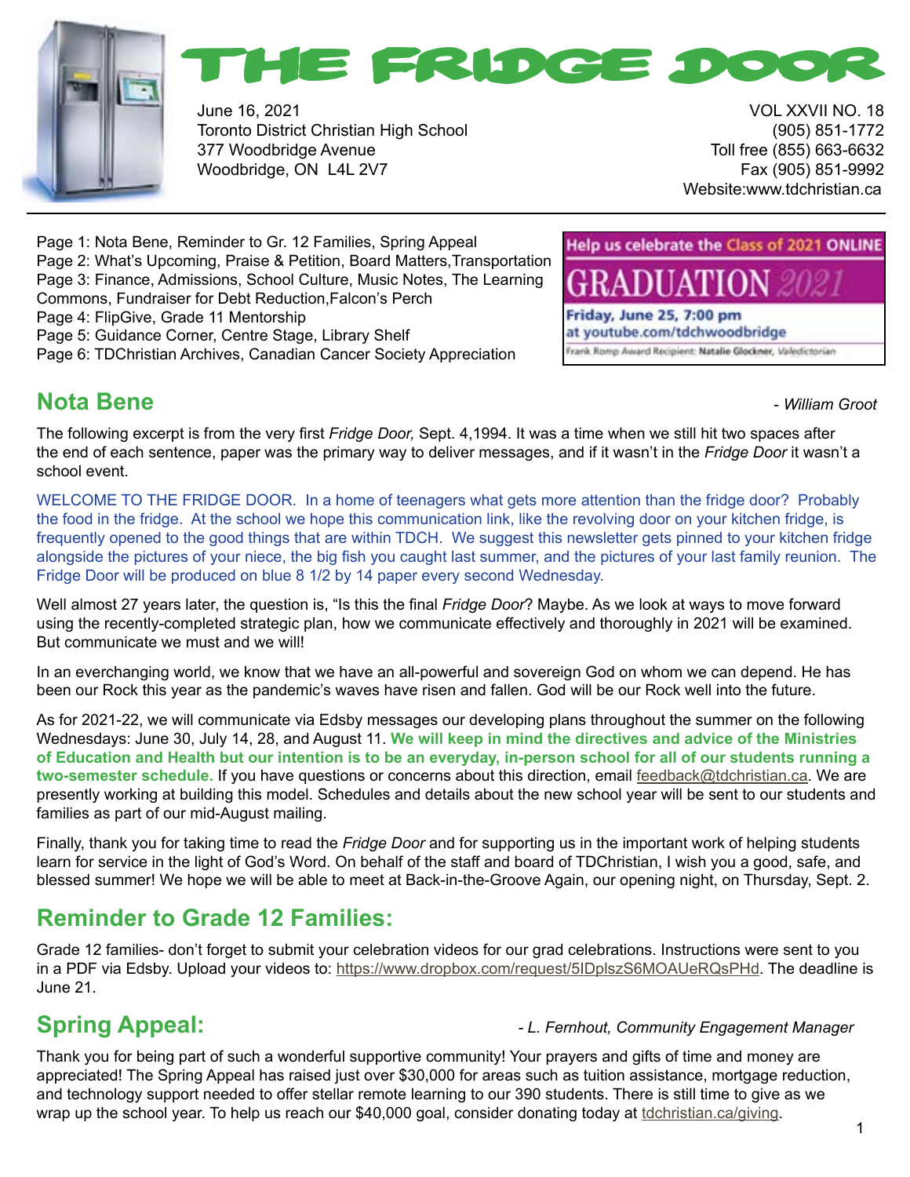# THE FRIDGE DOOR

June 16, 2021
Toronto District Christian High School
377 Woodbridge Avenue
Woodbridge, ON L4L 2V7

VOL XXVII NO. 18
(905) 851-1772
Toll free (855) 663-6632
Fax (905) 851-9992
Website:www.tdchristian.ca

Page 1: Nota Bene, Reminder to Gr. 12 Families, Spring Appeal
Page 2: What's Upcoming, Praise & Petition, Board Matters,Transportation
Page 3: Finance, Admissions, School Culture, Music Notes, The Learning Commons, Fundraiser for Debt Reduction,Falcon's Perch
Page 4: FlipGive, Grade 11 Mentorship
Page 5: Guidance Corner, Centre Stage, Library Shelf
Page 6: TDChristian Archives, Canadian Cancer Society Appreciation

Help us celebrate the Class of 2021 ONLINE
GRADUATION 2021
Friday, June 25, 7:00 pm
at youtube.com/tdchwoodbridge
Frank Romp Award Recipient: Natalie Glockner, Valedictorian

## Nota Bene

*- William Groot*

The following excerpt is from the very first *Fridge Door,* Sept. 4,1994. It was a time when we still hit two spaces after the end of each sentence, paper was the primary way to deliver messages, and if it wasn't in the *Fridge Door* it wasn't a school event.

WELCOME TO THE FRIDGE DOOR. In a home of teenagers what gets more attention than the fridge door? Probably the food in the fridge. At the school we hope this communication link, like the revolving door on your kitchen fridge, is frequently opened to the good things that are within TDCH. We suggest this newsletter gets pinned to your kitchen fridge alongside the pictures of your niece, the big fish you caught last summer, and the pictures of your last family reunion. The Fridge Door will be produced on blue 8 1/2 by 14 paper every second Wednesday.

Well almost 27 years later, the question is, "Is this the final *Fridge Door*? Maybe. As we look at ways to move forward using the recently-completed strategic plan, how we communicate effectively and thoroughly in 2021 will be examined. But communicate we must and we will!

In an everchanging world, we know that we have an all-powerful and sovereign God on whom we can depend. He has been our Rock this year as the pandemic's waves have risen and fallen. God will be our Rock well into the future.

As for 2021-22, we will communicate via Edsby messages our developing plans throughout the summer on the following Wednesdays: June 30, July 14, 28, and August 11. **We will keep in mind the directives and advice of the Ministries of Education and Health but our intention is to be an everyday, in-person school for all of our students running a two-semester schedule.** If you have questions or concerns about this direction, email feedback@tdchristian.ca. We are presently working at building this model. Schedules and details about the new school year will be sent to our students and families as part of our mid-August mailing.

Finally, thank you for taking time to read the *Fridge Door* and for supporting us in the important work of helping students learn for service in the light of God's Word. On behalf of the staff and board of TDChristian, I wish you a good, safe, and blessed summer! We hope we will be able to meet at Back-in-the-Groove Again, our opening night, on Thursday, Sept. 2.

## Reminder to Grade 12 Families:

Grade 12 families- don't forget to submit your celebration videos for our grad celebrations. Instructions were sent to you in a PDF via Edsby. Upload your videos to: https://www.dropbox.com/request/5lDplszS6MOAUeRQsPHd. The deadline is June 21.

## Spring Appeal:

*- L. Fernhout, Community Engagement Manager*

Thank you for being part of such a wonderful supportive community! Your prayers and gifts of time and money are appreciated! The Spring Appeal has raised just over $30,000 for areas such as tuition assistance, mortgage reduction, and technology support needed to offer stellar remote learning to our 390 students. There is still time to give as we wrap up the school year. To help us reach our $40,000 goal, consider donating today at tdchristian.ca/giving.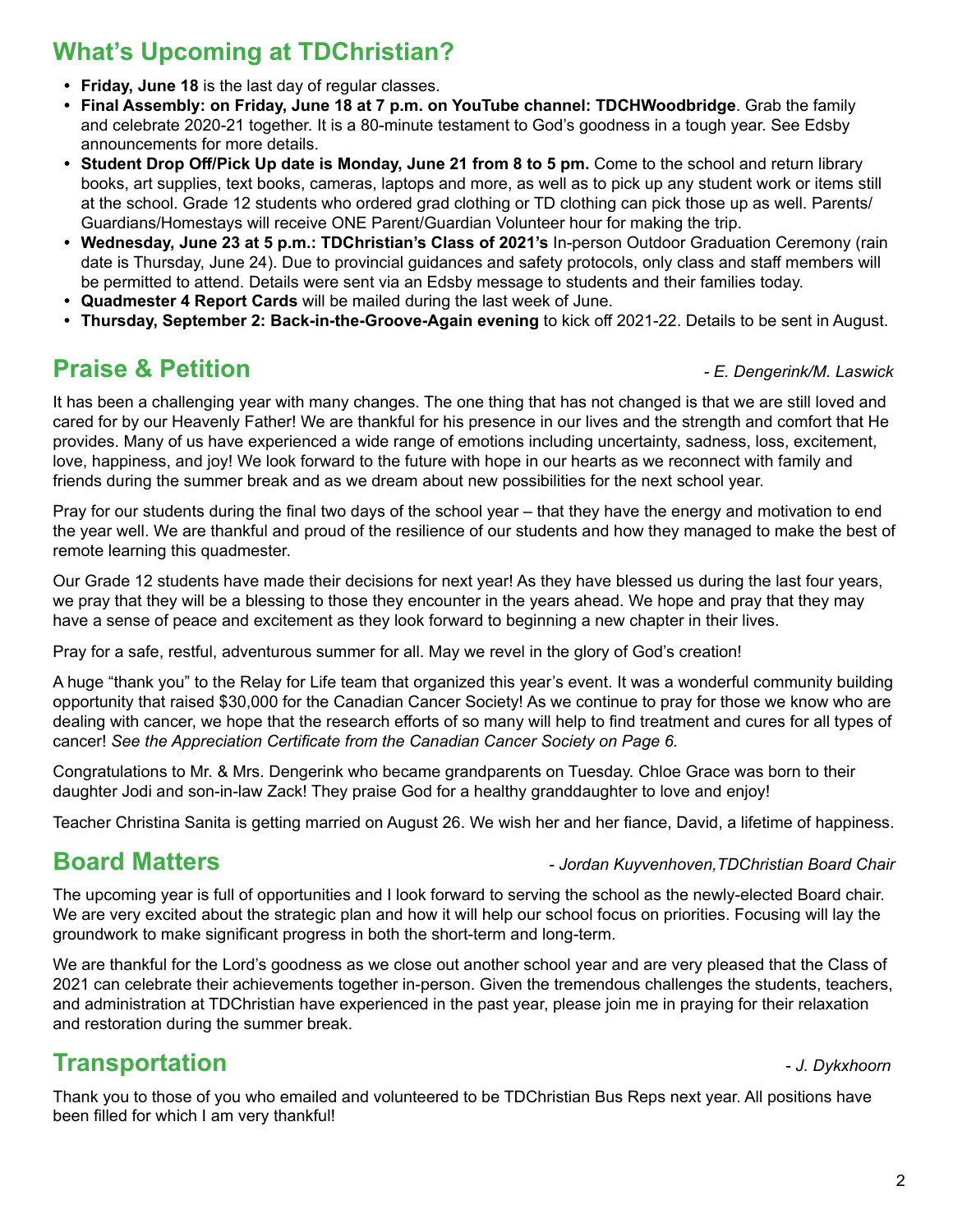## What's Upcoming at TDChristian?

- **Friday, June 18** is the last day of regular classes.
- **Final Assembly: on Friday, June 18 at 7 p.m. on YouTube channel: TDCHWoodbridge**. Grab the family and celebrate 2020-21 together. It is a 80-minute testament to God's goodness in a tough year. See Edsby announcements for more details.
- **Student Drop Off/Pick Up date is Monday, June 21 from 8 to 5 pm.** Come to the school and return library books, art supplies, text books, cameras, laptops and more, as well as to pick up any student work or items still at the school. Grade 12 students who ordered grad clothing or TD clothing can pick those up as well. Parents/ Guardians/Homestays will receive ONE Parent/Guardian Volunteer hour for making the trip.
- **Wednesday, June 23 at 5 p.m.: TDChristian's Class of 2021's** In-person Outdoor Graduation Ceremony (rain date is Thursday, June 24). Due to provincial guidances and safety protocols, only class and staff members will be permitted to attend. Details were sent via an Edsby message to students and their families today.
- **Quadmester 4 Report Cards** will be mailed during the last week of June.
- **Thursday, September 2: Back-in-the-Groove-Again evening** to kick off 2021-22. Details to be sent in August.

## Praise & Petition

*- E. Dengerink/M. Laswick*

It has been a challenging year with many changes. The one thing that has not changed is that we are still loved and cared for by our Heavenly Father! We are thankful for his presence in our lives and the strength and comfort that He provides. Many of us have experienced a wide range of emotions including uncertainty, sadness, loss, excitement, love, happiness, and joy! We look forward to the future with hope in our hearts as we reconnect with family and friends during the summer break and as we dream about new possibilities for the next school year.

Pray for our students during the final two days of the school year – that they have the energy and motivation to end the year well. We are thankful and proud of the resilience of our students and how they managed to make the best of remote learning this quadmester.

Our Grade 12 students have made their decisions for next year! As they have blessed us during the last four years, we pray that they will be a blessing to those they encounter in the years ahead. We hope and pray that they may have a sense of peace and excitement as they look forward to beginning a new chapter in their lives.

Pray for a safe, restful, adventurous summer for all. May we revel in the glory of God's creation!

A huge "thank you" to the Relay for Life team that organized this year's event. It was a wonderful community building opportunity that raised $30,000 for the Canadian Cancer Society! As we continue to pray for those we know who are dealing with cancer, we hope that the research efforts of so many will help to find treatment and cures for all types of cancer! *See the Appreciation Certificate from the Canadian Cancer Society on Page 6.*

Congratulations to Mr. & Mrs. Dengerink who became grandparents on Tuesday. Chloe Grace was born to their daughter Jodi and son-in-law Zack! They praise God for a healthy granddaughter to love and enjoy!

Teacher Christina Sanita is getting married on August 26. We wish her and her fiance, David, a lifetime of happiness.

## Board Matters

*- Jordan Kuyvenhoven,TDChristian Board Chair*

The upcoming year is full of opportunities and I look forward to serving the school as the newly-elected Board chair. We are very excited about the strategic plan and how it will help our school focus on priorities. Focusing will lay the groundwork to make significant progress in both the short-term and long-term.

We are thankful for the Lord's goodness as we close out another school year and are very pleased that the Class of 2021 can celebrate their achievements together in-person. Given the tremendous challenges the students, teachers, and administration at TDChristian have experienced in the past year, please join me in praying for their relaxation and restoration during the summer break.

## Transportation

*- J. Dykxhoorn*

Thank you to those of you who emailed and volunteered to be TDChristian Bus Reps next year. All positions have been filled for which I am very thankful!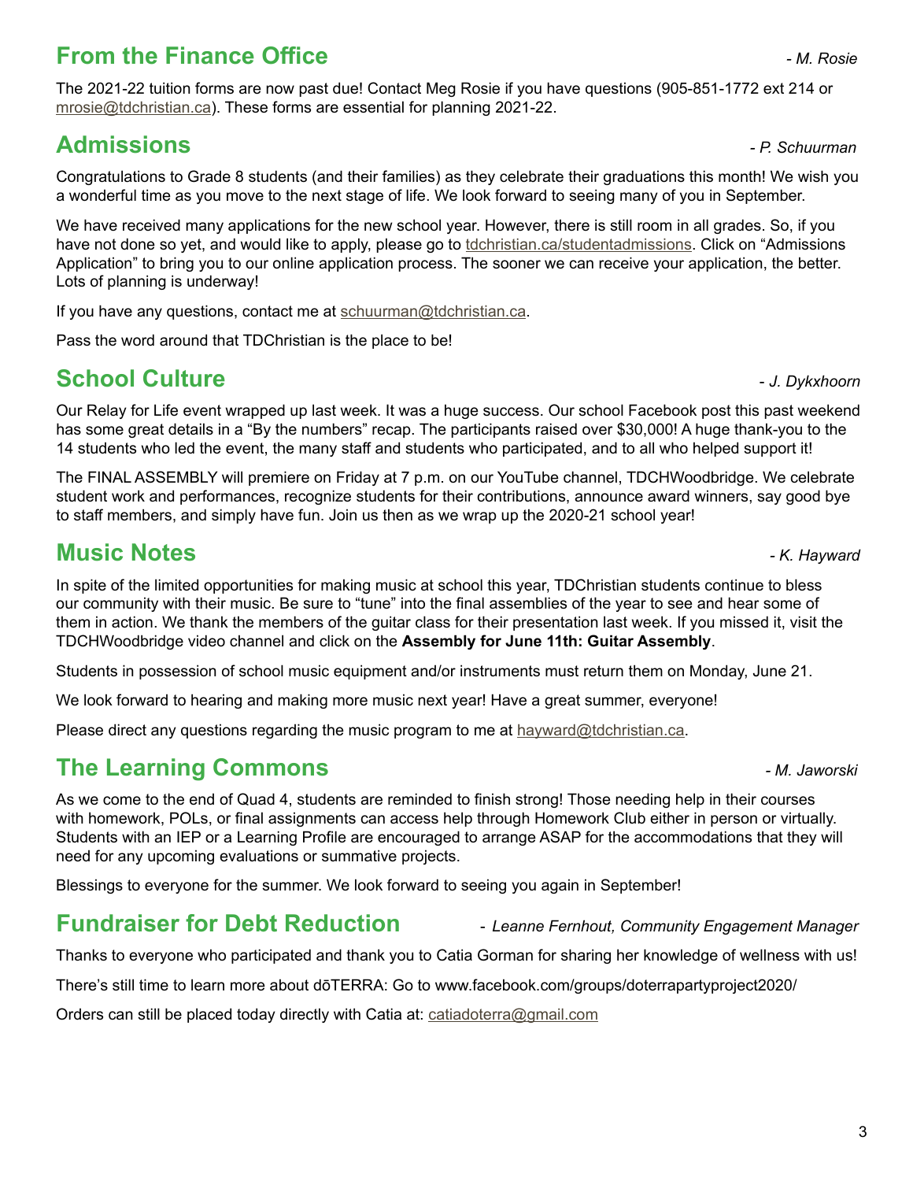## From the Finance Office

*- M. Rosie*

The 2021-22 tuition forms are now past due! Contact Meg Rosie if you have questions (905-851-1772 ext 214 or mrosie@tdchristian.ca). These forms are essential for planning 2021-22.

## Admissions

*- P. Schuurman*

Congratulations to Grade 8 students (and their families) as they celebrate their graduations this month! We wish you a wonderful time as you move to the next stage of life. We look forward to seeing many of you in September.

We have received many applications for the new school year. However, there is still room in all grades. So, if you have not done so yet, and would like to apply, please go to tdchristian.ca/studentadmissions. Click on "Admissions Application" to bring you to our online application process. The sooner we can receive your application, the better. Lots of planning is underway!

If you have any questions, contact me at schuurman@tdchristian.ca.

Pass the word around that TDChristian is the place to be!

## School Culture

*- J. Dykxhoorn*

Our Relay for Life event wrapped up last week. It was a huge success. Our school Facebook post this past weekend has some great details in a "By the numbers" recap. The participants raised over $30,000! A huge thank-you to the 14 students who led the event, the many staff and students who participated, and to all who helped support it!

The FINAL ASSEMBLY will premiere on Friday at 7 p.m. on our YouTube channel, TDCHWoodbridge. We celebrate student work and performances, recognize students for their contributions, announce award winners, say good bye to staff members, and simply have fun. Join us then as we wrap up the 2020-21 school year!

## Music Notes

*- K. Hayward*

In spite of the limited opportunities for making music at school this year, TDChristian students continue to bless our community with their music. Be sure to "tune" into the final assemblies of the year to see and hear some of them in action. We thank the members of the guitar class for their presentation last week. If you missed it, visit the TDCHWoodbridge video channel and click on the **Assembly for June 11th: Guitar Assembly**.

Students in possession of school music equipment and/or instruments must return them on Monday, June 21.

We look forward to hearing and making more music next year! Have a great summer, everyone!

Please direct any questions regarding the music program to me at hayward@tdchristian.ca.

## The Learning Commons

*- M. Jaworski*

As we come to the end of Quad 4, students are reminded to finish strong! Those needing help in their courses with homework, POLs, or final assignments can access help through Homework Club either in person or virtually. Students with an IEP or a Learning Profile are encouraged to arrange ASAP for the accommodations that they will need for any upcoming evaluations or summative projects.

Blessings to everyone for the summer. We look forward to seeing you again in September!

## Fundraiser for Debt Reduction

*- Leanne Fernhout, Community Engagement Manager*

Thanks to everyone who participated and thank you to Catia Gorman for sharing her knowledge of wellness with us!

There's still time to learn more about dōTERRA: Go to www.facebook.com/groups/doterrapartyproject2020/

Orders can still be placed today directly with Catia at: catiadoterra@gmail.com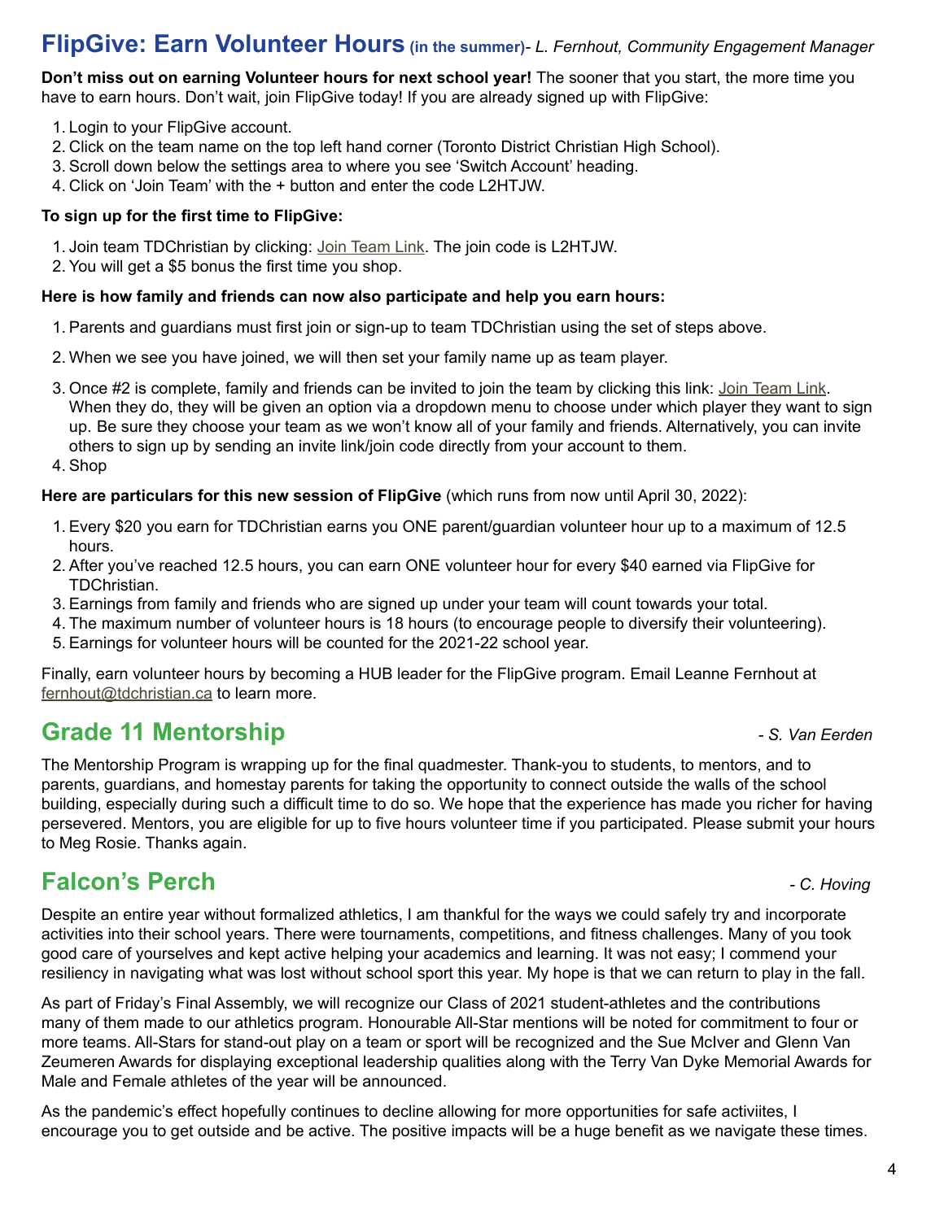## FlipGive: Earn Volunteer Hours (in the summer)- *L. Fernhout, Community Engagement Manager*

**Don't miss out on earning Volunteer hours for next school year!** The sooner that you start, the more time you have to earn hours. Don't wait, join FlipGive today! If you are already signed up with FlipGive:

1. Login to your FlipGive account.
2. Click on the team name on the top left hand corner (Toronto District Christian High School).
3. Scroll down below the settings area to where you see 'Switch Account' heading.
4. Click on 'Join Team' with the + button and enter the code L2HTJW.

**To sign up for the first time to FlipGive:**

1. Join team TDChristian by clicking: Join Team Link. The join code is L2HTJW.
2. You will get a $5 bonus the first time you shop.

**Here is how family and friends can now also participate and help you earn hours:**

1. Parents and guardians must first join or sign-up to team TDChristian using the set of steps above.
2. When we see you have joined, we will then set your family name up as team player.
3. Once #2 is complete, family and friends can be invited to join the team by clicking this link: Join Team Link. When they do, they will be given an option via a dropdown menu to choose under which player they want to sign up. Be sure they choose your team as we won't know all of your family and friends. Alternatively, you can invite others to sign up by sending an invite link/join code directly from your account to them.
4. Shop

**Here are particulars for this new session of FlipGive** (which runs from now until April 30, 2022):

1. Every $20 you earn for TDChristian earns you ONE parent/guardian volunteer hour up to a maximum of 12.5 hours.
2. After you've reached 12.5 hours, you can earn ONE volunteer hour for every $40 earned via FlipGive for TDChristian.
3. Earnings from family and friends who are signed up under your team will count towards your total.
4. The maximum number of volunteer hours is 18 hours (to encourage people to diversify their volunteering).
5. Earnings for volunteer hours will be counted for the 2021-22 school year.

Finally, earn volunteer hours by becoming a HUB leader for the FlipGive program. Email Leanne Fernhout at fernhout@tdchristian.ca to learn more.

## Grade 11 Mentorship

*- S. Van Eerden*

The Mentorship Program is wrapping up for the final quadmester. Thank-you to students, to mentors, and to parents, guardians, and homestay parents for taking the opportunity to connect outside the walls of the school building, especially during such a difficult time to do so. We hope that the experience has made you richer for having persevered. Mentors, you are eligible for up to five hours volunteer time if you participated. Please submit your hours to Meg Rosie. Thanks again.

## Falcon's Perch

*- C. Hoving*

Despite an entire year without formalized athletics, I am thankful for the ways we could safely try and incorporate activities into their school years. There were tournaments, competitions, and fitness challenges. Many of you took good care of yourselves and kept active helping your academics and learning. It was not easy; I commend your resiliency in navigating what was lost without school sport this year. My hope is that we can return to play in the fall.

As part of Friday's Final Assembly, we will recognize our Class of 2021 student-athletes and the contributions many of them made to our athletics program. Honourable All-Star mentions will be noted for commitment to four or more teams. All-Stars for stand-out play on a team or sport will be recognized and the Sue McIver and Glenn Van Zeumeren Awards for displaying exceptional leadership qualities along with the Terry Van Dyke Memorial Awards for Male and Female athletes of the year will be announced.

As the pandemic's effect hopefully continues to decline allowing for more opportunities for safe activiites, I encourage you to get outside and be active. The positive impacts will be a huge benefit as we navigate these times.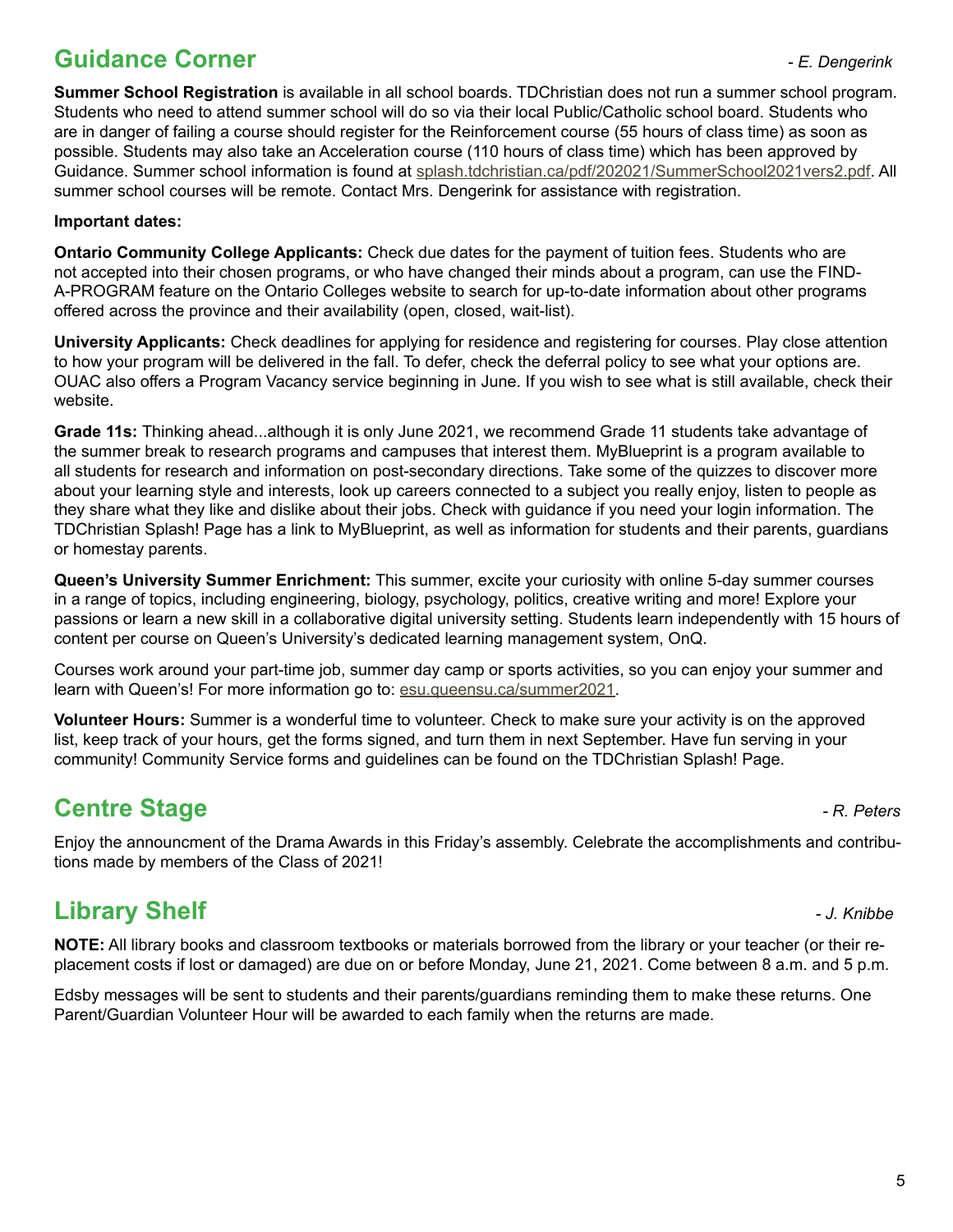## Guidance Corner

*- E. Dengerink*

**Summer School Registration** is available in all school boards. TDChristian does not run a summer school program. Students who need to attend summer school will do so via their local Public/Catholic school board. Students who are in danger of failing a course should register for the Reinforcement course (55 hours of class time) as soon as possible. Students may also take an Acceleration course (110 hours of class time) which has been approved by Guidance. Summer school information is found at splash.tdchristian.ca/pdf/202021/SummerSchool2021vers2.pdf. All summer school courses will be remote. Contact Mrs. Dengerink for assistance with registration.

**Important dates:**

**Ontario Community College Applicants:** Check due dates for the payment of tuition fees. Students who are not accepted into their chosen programs, or who have changed their minds about a program, can use the FIND-A-PROGRAM feature on the Ontario Colleges website to search for up-to-date information about other programs offered across the province and their availability (open, closed, wait-list).

**University Applicants:** Check deadlines for applying for residence and registering for courses. Play close attention to how your program will be delivered in the fall. To defer, check the deferral policy to see what your options are. OUAC also offers a Program Vacancy service beginning in June. If you wish to see what is still available, check their website.

**Grade 11s:** Thinking ahead...although it is only June 2021, we recommend Grade 11 students take advantage of the summer break to research programs and campuses that interest them. MyBlueprint is a program available to all students for research and information on post-secondary directions. Take some of the quizzes to discover more about your learning style and interests, look up careers connected to a subject you really enjoy, listen to people as they share what they like and dislike about their jobs. Check with guidance if you need your login information. The TDChristian Splash! Page has a link to MyBlueprint, as well as information for students and their parents, guardians or homestay parents.

**Queen's University Summer Enrichment:** This summer, excite your curiosity with online 5-day summer courses in a range of topics, including engineering, biology, psychology, politics, creative writing and more! Explore your passions or learn a new skill in a collaborative digital university setting. Students learn independently with 15 hours of content per course on Queen's University's dedicated learning management system, OnQ.

Courses work around your part-time job, summer day camp or sports activities, so you can enjoy your summer and learn with Queen's! For more information go to: esu.queensu.ca/summer2021.

**Volunteer Hours:** Summer is a wonderful time to volunteer. Check to make sure your activity is on the approved list, keep track of your hours, get the forms signed, and turn them in next September. Have fun serving in your community! Community Service forms and guidelines can be found on the TDChristian Splash! Page.

## Centre Stage

*- R. Peters*

Enjoy the announcment of the Drama Awards in this Friday's assembly. Celebrate the accomplishments and contributions made by members of the Class of 2021!

## Library Shelf

*- J. Knibbe*

**NOTE:** All library books and classroom textbooks or materials borrowed from the library or your teacher (or their replacement costs if lost or damaged) are due on or before Monday, June 21, 2021. Come between 8 a.m. and 5 p.m.

Edsby messages will be sent to students and their parents/guardians reminding them to make these returns. One Parent/Guardian Volunteer Hour will be awarded to each family when the returns are made.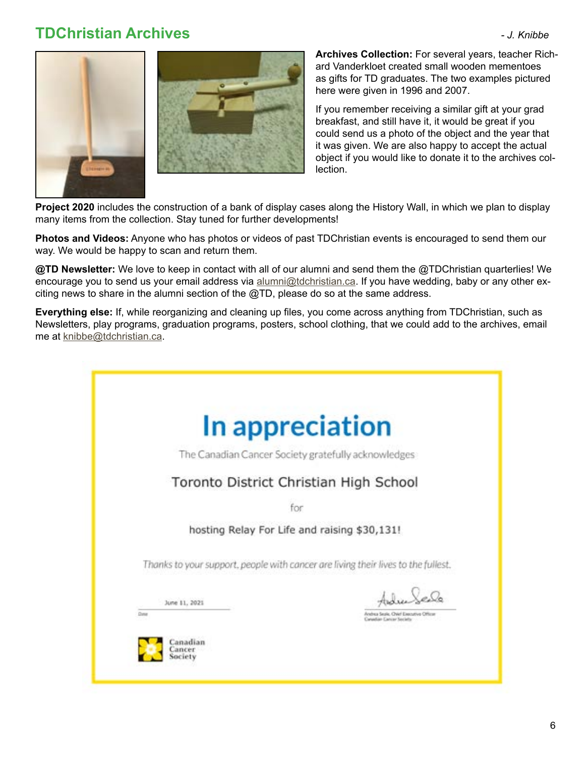## TDChristian Archives

*- J. Knibbe*

**Archives Collection:** For several years, teacher Richard Vanderkloet created small wooden mementoes as gifts for TD graduates. The two examples pictured here were given in 1996 and 2007.

If you remember receiving a similar gift at your grad breakfast, and still have it, it would be great if you could send us a photo of the object and the year that it was given. We are also happy to accept the actual object if you would like to donate it to the archives collection.

**Project 2020** includes the construction of a bank of display cases along the History Wall, in which we plan to display many items from the collection. Stay tuned for further developments!

**Photos and Videos:** Anyone who has photos or videos of past TDChristian events is encouraged to send them our way. We would be happy to scan and return them.

**@TD Newsletter:** We love to keep in contact with all of our alumni and send them the @TDChristian quarterlies! We encourage you to send us your email address via alumni@tdchristian.ca. If you have wedding, baby or any other exciting news to share in the alumni section of the @TD, please do so at the same address.

**Everything else:** If, while reorganizing and cleaning up files, you come across anything from TDChristian, such as Newsletters, play programs, graduation programs, posters, school clothing, that we could add to the archives, email me at knibbe@tdchristian.ca.

# In appreciation

The Canadian Cancer Society gratefully acknowledges

Toronto District Christian High School

for

hosting Relay For Life and raising $30,131!

*Thanks to your support, people with cancer are living their lives to the fullest.*

June 11, 2021

Date

Andrea Seale, Chief Executive Officer
Canadian Cancer Society

Canadian Cancer Society